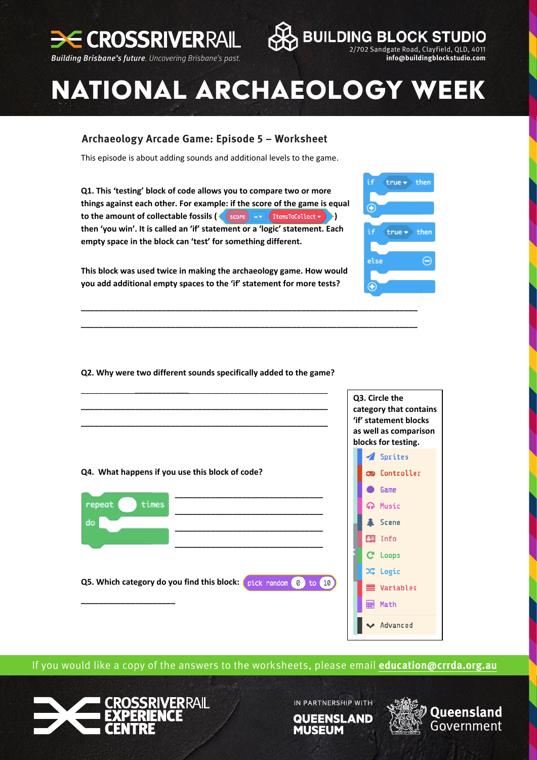# CROSSRIVERRAIL

*Building Brisbane's future. Uncovering Brisbane's past.*

# BUILDING BLOCK STUDIO

2/702 Sandgate Road, Clayfield, QLD, 4011
info@buildingblockstudio.com

# NATIONAL ARCHAEOLOGY WEEK

## Archaeology Arcade Game: Episode 5 – Worksheet

This episode is about adding sounds and additional levels to the game.

**Q1. This 'testing' block of code allows you to compare two or more things against each other. For example: if the score of the game is equal to the amount of collectable fossils ( score = ItemsToCollect ) then 'you win'. It is called an 'if' statement or a 'logic' statement. Each empty space in the block can 'test' for something different.**

```
if true then
(+)

if true then
else (-)
(+)
```

**This block was used twice in making the archaeology game. How would you add additional empty spaces to the 'if' statement for more tests?**

______________________________________________________________________

______________________________________________________________________

**Q2. Why were two different sounds specifically added to the game?**

______________________________________________________________________

______________________________________________________________________

______________________________________________________________________

**Q3. Circle the category that contains 'if' statement blocks as well as comparison blocks for testing.**

- Sprites
- Controller
- Game
- Music
- Scene
- Info
- Loops
- Logic
- Variables
- Math
- Advanced

**Q4. What happens if you use this block of code?**

```
repeat (  ) times
do
```

______________________________________________________________________

______________________________________________________________________

______________________________________________________________________

______________________________________________________________________

**Q5. Which category do you find this block:** pick random 0 to 10

____________________

If you would like a copy of the answers to the worksheets, please email **education@crrda.org.au**

CROSSRIVERRAIL EXPERIENCE CENTRE

IN PARTNERSHIP WITH QUEENSLAND MUSEUM

Queensland Government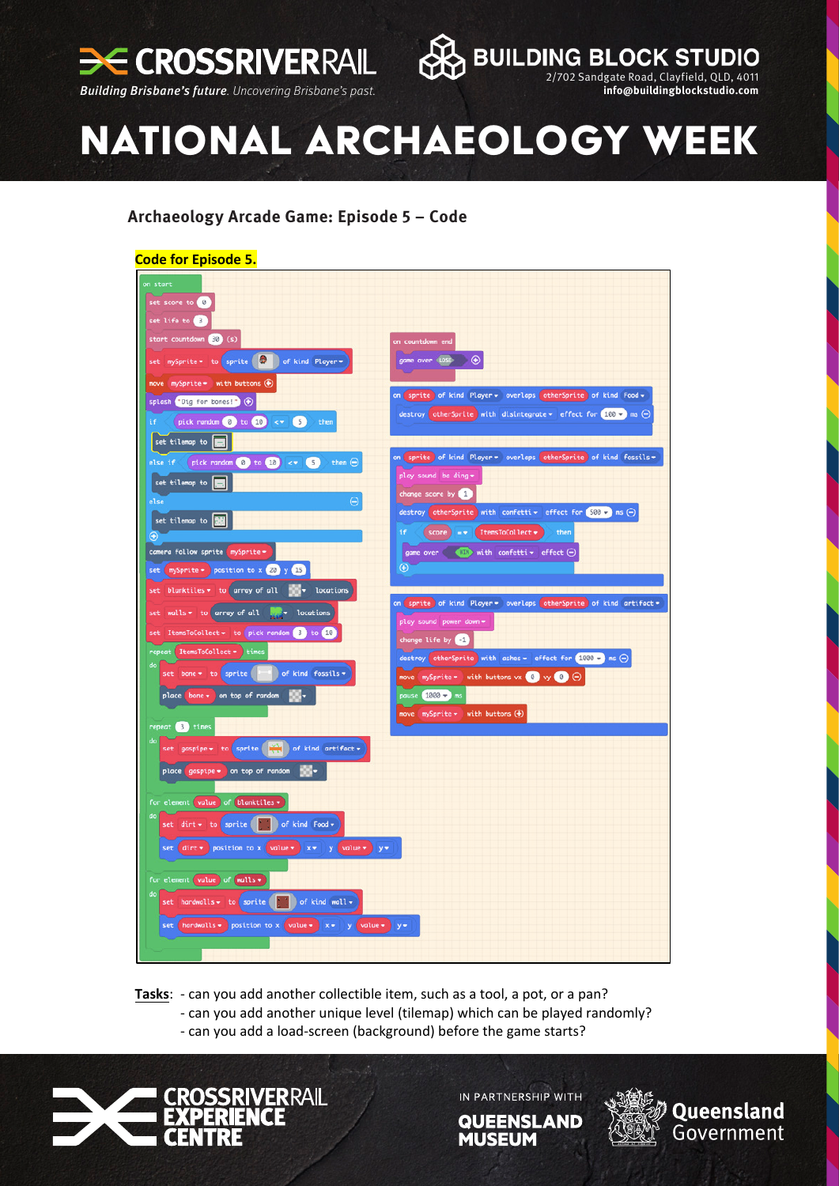# NATIONAL ARCHAEOLOGY WEEK

## Archaeology Arcade Game: Episode 5 – Code

**Code for Episode 5.**

```
on start
    set score to 0
    set life to 3
    start countdown 30 (s)
    set mySprite to sprite [ ] of kind Player
    move mySprite with buttons
    splash "Dig for bones!"
    if pick random 0 to 10 < 5 then
        set tilemap to [ ]
    else if pick random 0 to 10 < 5 then
        set tilemap to [ ]
    else
        set tilemap to [ ]
    camera follow sprite mySprite
    set mySprite position to x 20 y 15
    set blanktiles to array of all [ ] locations
    set walls to array of all [ ] locations
    set ItemsToCollect to pick random 3 to 10
    repeat ItemsToCollect times
    do
        set bone to sprite [ ] of kind fossils
        place bone on top of random [ ]
    repeat 3 times
    do
        set gaspipe to sprite [ ] of kind artifact
        place gaspipe on top of random [ ]
    for element value of blanktiles
    do
        set dirt to sprite [ ] of kind Food
        set dirt position to x value x y value y
    for element value of walls
    do
        set hardwalls to sprite [ ] of kind Wall
        set hardwalls position to x value x y value y

on countdown end
    game over LOSE

on sprite of kind Player overlaps otherSprite of kind Food
    destroy otherSprite with disintegrate effect for 100 ms

on sprite of kind Player overlaps otherSprite of kind fossils
    play sound ba ding
    change score by 1
    destroy otherSprite with confetti effect for 500 ms
    if score = ItemsToCollect then
        game over WIN with confetti effect

on sprite of kind Player overlaps otherSprite of kind artifact
    play sound power down
    change life by -1
    destroy otherSprite with ashes effect for 1000 ms
    move mySprite with buttons vx 0 vy 0
    pause 1000 ms
    move mySprite with buttons
```

**Tasks**: - can you add another collectible item, such as a tool, a pot, or a pan?
- can you add another unique level (tilemap) which can be played randomly?
- can you add a load-screen (background) before the game starts?